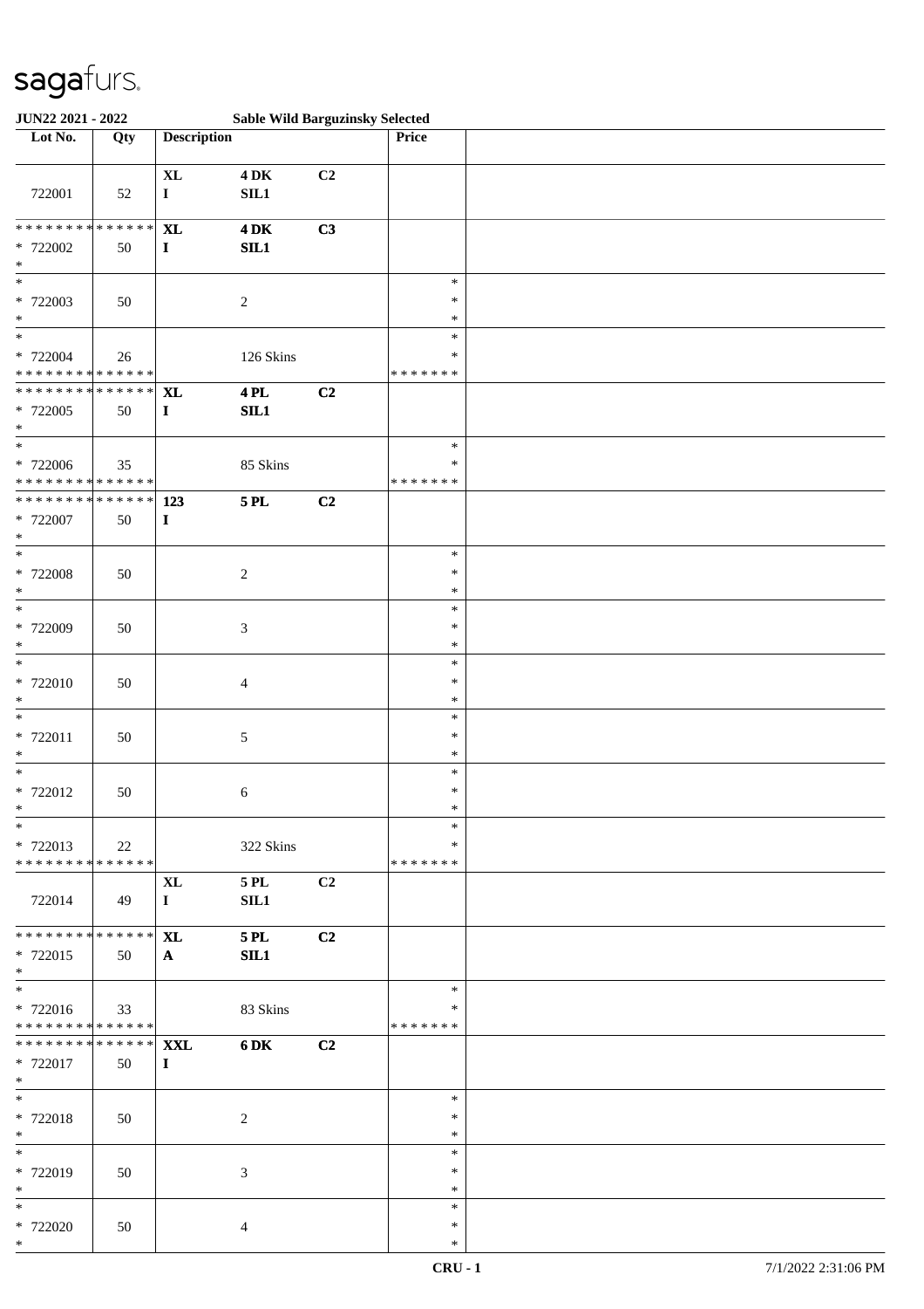sagafurs.

**JUN22 2021 - 2022 Sable Wild Barguzinsky Selected**

| Lot No. | Qty | Description | | | Price | |
|---|---|---|---|---|---|---|
| 722001 | 52 | XL<br>I | 4 DK<br>SIL1 | C2 | | |
| * * * * * * * * * * * * * *<br>* 722002<br>* | 50 | XL<br>I | 4 DK<br>SIL1 | C3 | | |
| *<br>* 722003<br>* | 50 | | 2 | | *<br>*<br>* | |
| *<br>* 722004<br>* * * * * * * * * * * * * * | 26 | | 126 Skins | | *<br>*<br>* * * * * * * | |
| * * * * * * * * * * * * * *<br>* 722005<br>* | 50 | XL<br>I | 4 PL<br>SIL1 | C2 | | |
| *<br>* 722006<br>* * * * * * * * * * * * * * | 35 | | 85 Skins | | *<br>*<br>* * * * * * * | |
| * * * * * * * * * * * * * *<br>* 722007<br>* | 50 | 123<br>I | 5 PL | C2 | | |
| *<br>* 722008<br>* | 50 | | 2 | | *<br>*<br>* | |
| *<br>* 722009<br>* | 50 | | 3 | | *<br>*<br>* | |
| *<br>* 722010<br>* | 50 | | 4 | | *<br>*<br>* | |
| *<br>* 722011<br>* | 50 | | 5 | | *<br>*<br>* | |
| *<br>* 722012<br>* | 50 | | 6 | | *<br>*<br>* | |
| *<br>* 722013<br>* * * * * * * * * * * * * * | 22 | | 322 Skins | | *<br>*<br>* * * * * * * | |
| 722014 | 49 | XL<br>I | 5 PL<br>SIL1 | C2 | | |
| * * * * * * * * * * * * * *<br>* 722015<br>* | 50 | XL<br>A | 5 PL<br>SIL1 | C2 | | |
| *<br>* 722016<br>* * * * * * * * * * * * * * | 33 | | 83 Skins | | *<br>*<br>* * * * * * * | |
| * * * * * * * * * * * * * *<br>* 722017<br>* | 50 | XXL<br>I | 6 DK | C2 | | |
| *<br>* 722018<br>* | 50 | | 2 | | *<br>*<br>* | |
| *<br>* 722019<br>* | 50 | | 3 | | *<br>*<br>* | |
| *<br>* 722020<br>* | 50 | | 4 | | *<br>*<br>* | |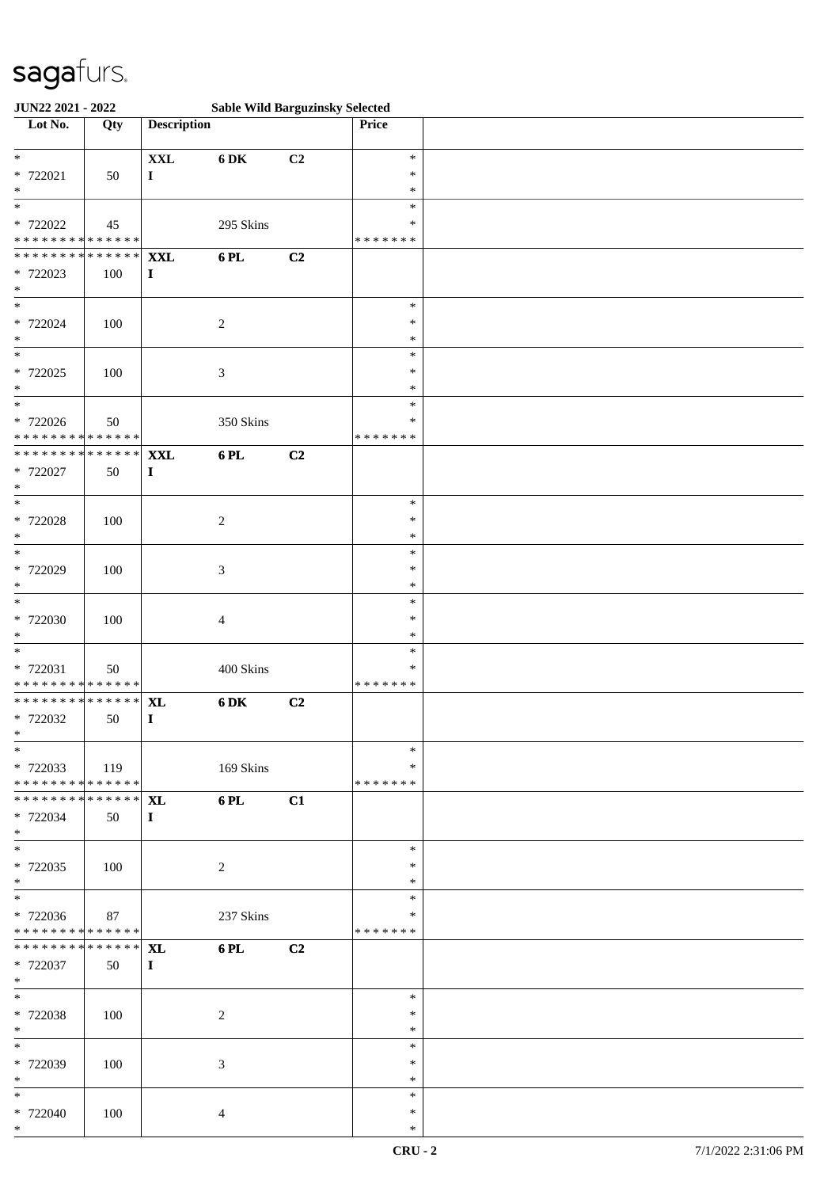**JUN22 2021 - 2022** **Sable Wild Barguzinsky Selected**

| Lot No. | Qty | Description | | | Price | |
|---|---|---|---|---|---|---|
| * 722021 * | 50 | **XXL** I | **6 DK** | **C2** | * * * | |
| * 722022 * * * * * * * * * * * * * * | 45 | | 295 Skins | | * * * * * * * * * | |
| * * * * * * * * * * * * * * 722023 * | 100 | **XXL** I | **6 PL** | **C2** | | |
| * 722024 * | 100 | | 2 | | * * * | |
| * 722025 * | 100 | | 3 | | * * * | |
| * 722026 * * * * * * * * * * * * * * | 50 | | 350 Skins | | * * * * * * * * * | |
| * * * * * * * * * * * * * * 722027 * | 50 | **XXL** I | **6 PL** | **C2** | | |
| * 722028 * | 100 | | 2 | | * * * | |
| * 722029 * | 100 | | 3 | | * * * | |
| * 722030 * | 100 | | 4 | | * * * | |
| * 722031 * * * * * * * * * * * * * * | 50 | | 400 Skins | | * * * * * * * * * | |
| * * * * * * * * * * * * * * 722032 * | 50 | **XL** I | **6 DK** | **C2** | | |
| * 722033 * * * * * * * * * * * * * * | 119 | | 169 Skins | | * * * * * * * * * | |
| * * * * * * * * * * * * * * 722034 * | 50 | **XL** I | **6 PL** | **C1** | | |
| * 722035 * | 100 | | 2 | | * * * | |
| * 722036 * * * * * * * * * * * * * * | 87 | | 237 Skins | | * * * * * * * * * | |
| * * * * * * * * * * * * * * 722037 * | 50 | **XL** I | **6 PL** | **C2** | | |
| * 722038 * | 100 | | 2 | | * * * | |
| * 722039 * | 100 | | 3 | | * * * | |
| * 722040 * | 100 | | 4 | | * * * | |

CRU - 2 7/1/2022 2:31:06 PM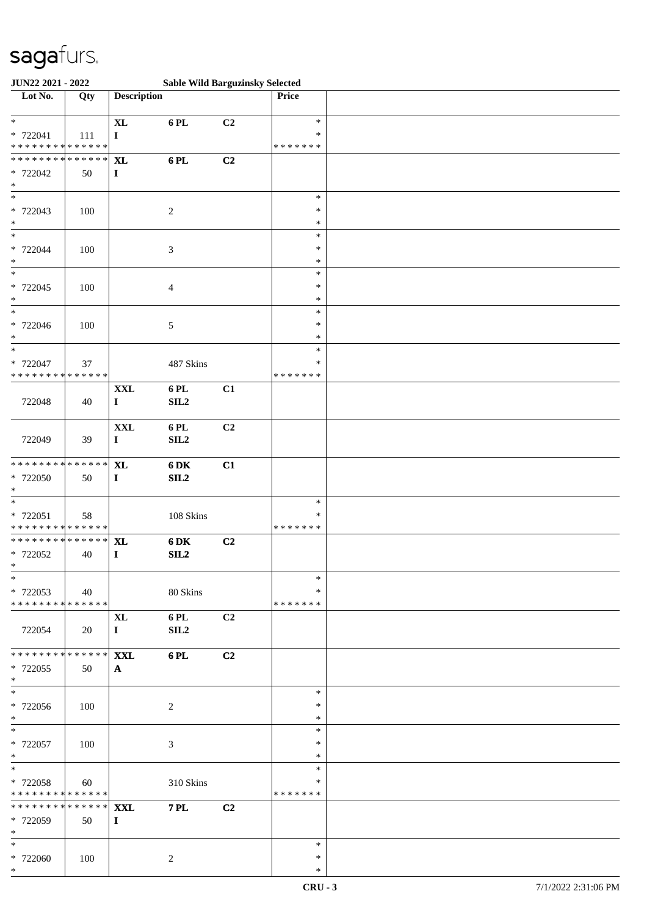sagafurs.

**JUN22 2021 - 2022 — Sable Wild Barguzinsky Selected**

| Lot No. | Qty | Description | | | Price | |
|---|---|---|---|---|---|---|
| *<br>* 722041<br>* * * * * * * * * * * * * * | 111 | XL<br>I | 6 PL | C2 | *<br>*<br>* * * * * * * | |
| * * * * * * * * * * * * * *<br>* 722042<br>* | 50 | XL<br>I | 6 PL | C2 | | |
| *<br>* 722043<br>* | 100 | | 2 | | *<br>*<br>* | |
| *<br>* 722044<br>* | 100 | | 3 | | *<br>*<br>* | |
| *<br>* 722045<br>* | 100 | | 4 | | *<br>*<br>* | |
| *<br>* 722046<br>* | 100 | | 5 | | *<br>*<br>* | |
| *<br>* 722047<br>* * * * * * * * * * * * * * | 37 | | 487 Skins | | *<br>*<br>* * * * * * * | |
| 722048 | 40 | XXL<br>I | 6 PL<br>SIL2 | C1 | | |
| 722049 | 39 | XXL<br>I | 6 PL<br>SIL2 | C2 | | |
| * * * * * * * * * * * * * *<br>* 722050<br>* | 50 | XL<br>I | 6 DK<br>SIL2 | C1 | | |
| *<br>* 722051<br>* * * * * * * * * * * * * * | 58 | | 108 Skins | | *<br>*<br>* * * * * * * | |
| * * * * * * * * * * * * * *<br>* 722052<br>* | 40 | XL<br>I | 6 DK<br>SIL2 | C2 | | |
| *<br>* 722053<br>* * * * * * * * * * * * * * | 40 | | 80 Skins | | *<br>*<br>* * * * * * * | |
| 722054 | 20 | XL<br>I | 6 PL<br>SIL2 | C2 | | |
| * * * * * * * * * * * * * *<br>* 722055<br>* | 50 | XXL<br>A | 6 PL | C2 | | |
| *<br>* 722056<br>* | 100 | | 2 | | *<br>*<br>* | |
| *<br>* 722057<br>* | 100 | | 3 | | *<br>*<br>* | |
| *<br>* 722058<br>* * * * * * * * * * * * * * | 60 | | 310 Skins | | *<br>*<br>* * * * * * * | |
| * * * * * * * * * * * * * *<br>* 722059<br>* | 50 | XXL<br>I | 7 PL | C2 | | |
| *<br>* 722060<br>* | 100 | | 2 | | *<br>*<br>* | |

CRU - 3 — 7/1/2022 2:31:06 PM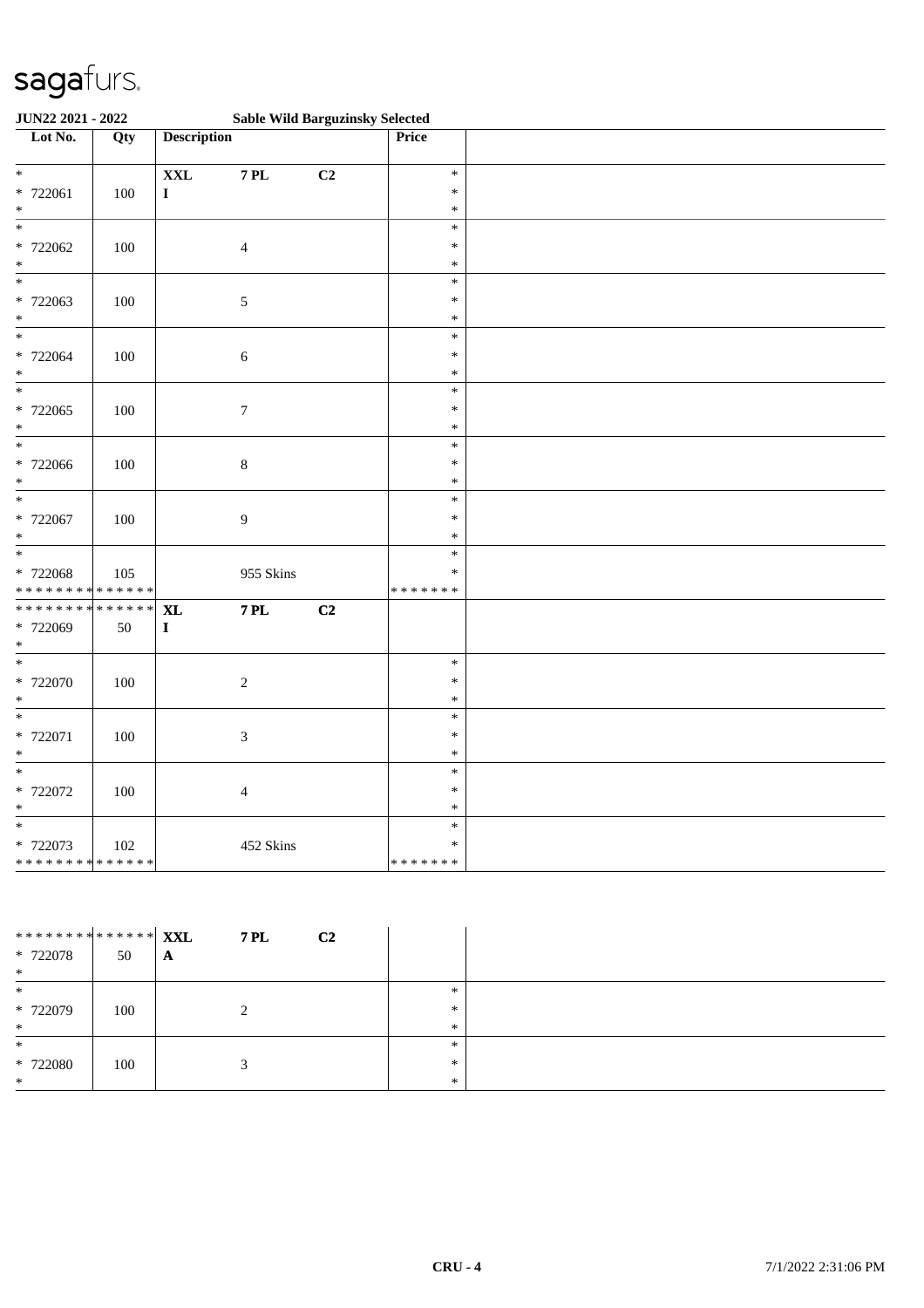sagafurs.

**JUN22 2021 - 2022** **Sable Wild Barguzinsky Selected**

| Lot No. | Qty | Description | | | Price | |
|---|---|---|---|---|---|---|
| * 722061 * | 100 | **XXL** **I** | **7 PL** | **C2** | * * * | |
| * 722062 * | 100 | | 4 | | * * * | |
| * 722063 * | 100 | | 5 | | * * * | |
| * 722064 * | 100 | | 6 | | * * * | |
| * 722065 * | 100 | | 7 | | * * * | |
| * 722066 * | 100 | | 8 | | * * * | |
| * 722067 * | 100 | | 9 | | * * * | |
| * 722068 ************** | 105 | | 955 Skins | | * * ******* | |
| ************** * 722069 * | 50 | **XL** **I** | **7 PL** | **C2** | | |
| * 722070 * | 100 | | 2 | | * * * | |
| * 722071 * | 100 | | 3 | | * * * | |
| * 722072 * | 100 | | 4 | | * * * | |
| * 722073 ************** | 102 | | 452 Skins | | * * ******* | |

| Lot No. | Qty | Description | | | Price | |
|---|---|---|---|---|---|---|
| ************** * 722078 * | 50 | **XXL** **A** | **7 PL** | **C2** | | |
| * 722079 * | 100 | | 2 | | * * * | |
| * 722080 * | 100 | | 3 | | * * * | |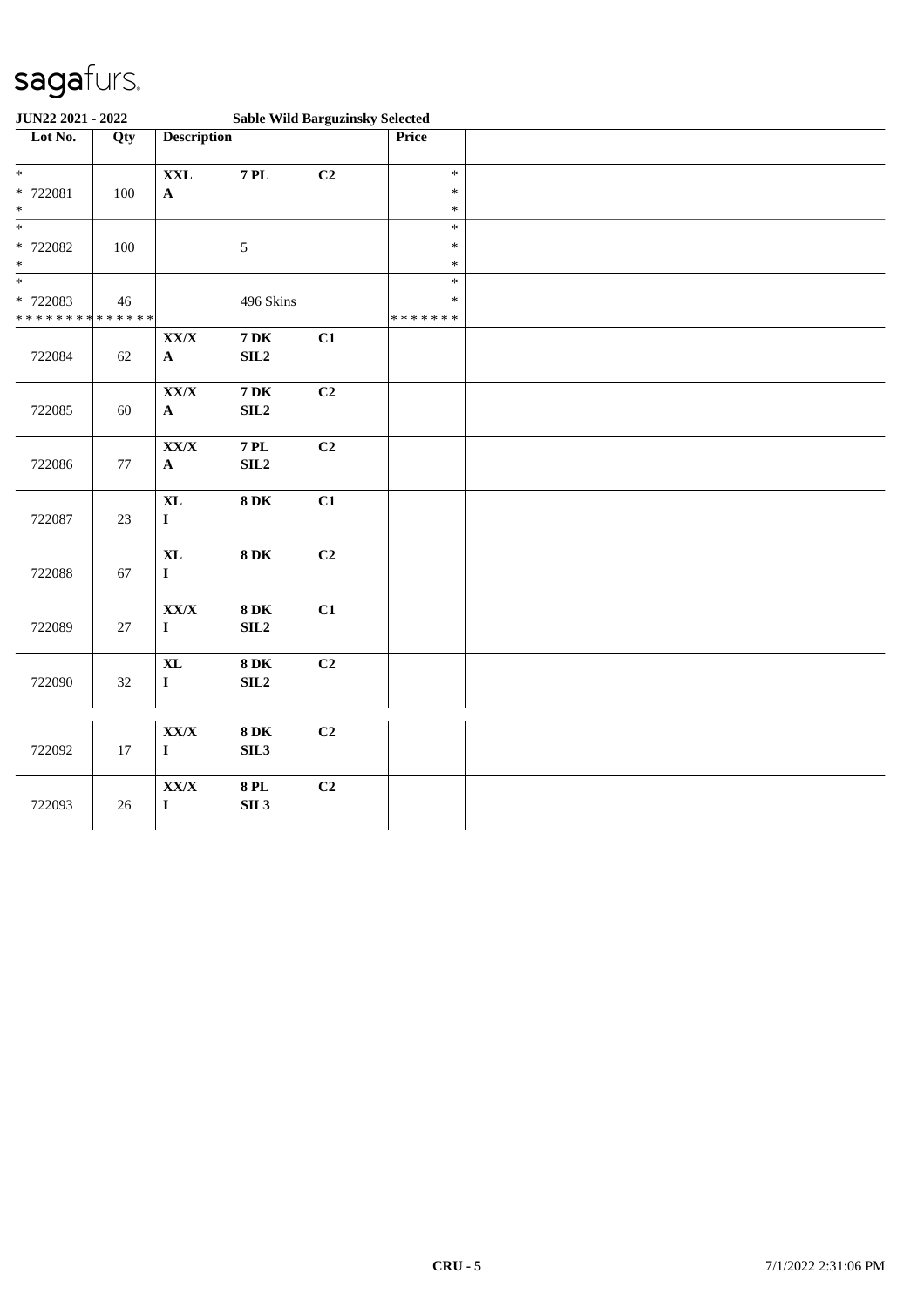sagafurs.

**JUN22 2021 - 2022** **Sable Wild Barguzinsky Selected**

| Lot No. | Qty | Description | | | Price | |
|---|---|---|---|---|---|---|
| * <br> * 722081 <br> * | 100 | **XXL** <br> **A** | **7 PL** | **C2** | * <br> * <br> * | |
| * <br> * 722082 <br> * | 100 | | 5 | | * <br> * <br> * | |
| * <br> * 722083 <br> * * * * * * * * * * * * * * | 46 | | 496 Skins | | * <br> * <br> * * * * * * * | |
| 722084 | 62 | **XX/X** <br> **A** | **7 DK** <br> **SIL2** | **C1** | | |
| 722085 | 60 | **XX/X** <br> **A** | **7 DK** <br> **SIL2** | **C2** | | |
| 722086 | 77 | **XX/X** <br> **A** | **7 PL** <br> **SIL2** | **C2** | | |
| 722087 | 23 | **XL** <br> **I** | **8 DK** | **C1** | | |
| 722088 | 67 | **XL** <br> **I** | **8 DK** | **C2** | | |
| 722089 | 27 | **XX/X** <br> **I** | **8 DK** <br> **SIL2** | **C1** | | |
| 722090 | 32 | **XL** <br> **I** | **8 DK** <br> **SIL2** | **C2** | | |
| 722092 | 17 | **XX/X** <br> **I** | **8 DK** <br> **SIL3** | **C2** | | |
| 722093 | 26 | **XX/X** <br> **I** | **8 PL** <br> **SIL3** | **C2** | | |

**CRU - 5** 7/1/2022 2:31:06 PM